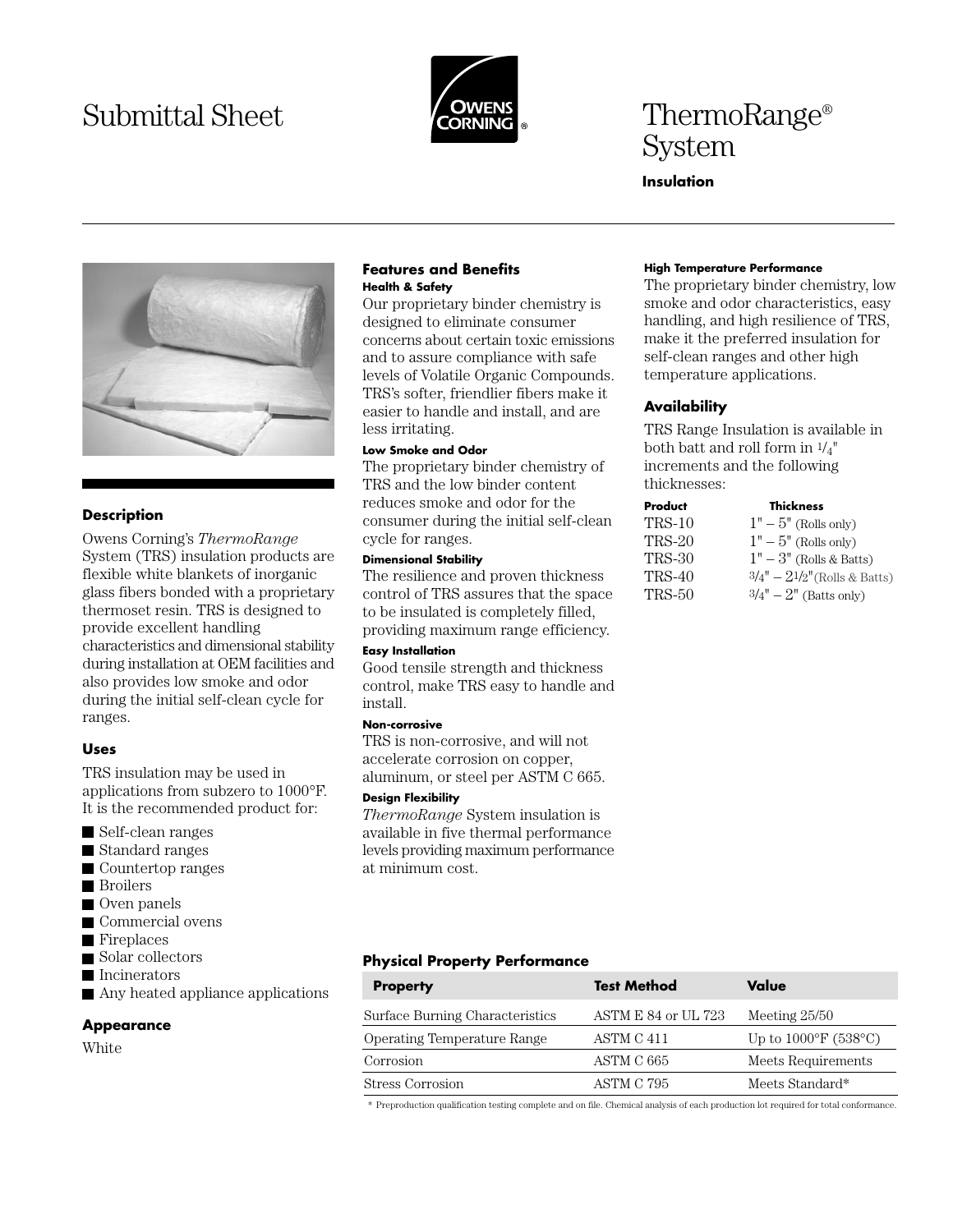# Submittal Sheet

# ThermoRange® System

**Insulation**

## Description

Owens Corning's *ThermoRange* System (TRS) insulation products are flexible white blankets of inorganic glass fibers bonded with a proprietary thermoset resin. TRS is designed to provide excellent handling characteristics and dimensional stability during installation at OEM facilities and also provides low smoke and odor during the initial self-clean cycle for ranges.

## Uses

TRS insulation may be used in applications from subzero to 1000°F. It is the recommended product for:

- Self-clean ranges
- Standard ranges
- Countertop ranges
- Broilers
- Oven panels
- Commercial ovens
- Fireplaces
- Solar collectors
- Incinerators
- Any heated appliance applications

## Appearance

White

## Features and Benefits

#### Health & Safety

Our proprietary binder chemistry is designed to eliminate consumer concerns about certain toxic emissions and to assure compliance with safe levels of Volatile Organic Compounds. TRS's softer, friendlier fibers make it easier to handle and install, and are less irritating.

#### Low Smoke and Odor

The proprietary binder chemistry of TRS and the low binder content reduces smoke and odor for the consumer during the initial self-clean cycle for ranges.

#### Dimensional Stability

The resilience and proven thickness control of TRS assures that the space to be insulated is completely filled, providing maximum range efficiency.

#### Easy Installation

Good tensile strength and thickness control, make TRS easy to handle and install.

#### Non-corrosive

TRS is non-corrosive, and will not accelerate corrosion on copper, aluminum, or steel per ASTM C 665.

#### Design Flexibility

*ThermoRange* System insulation is available in five thermal performance levels providing maximum performance at minimum cost.

#### High Temperature Performance

The proprietary binder chemistry, low smoke and odor characteristics, easy handling, and high resilience of TRS, make it the preferred insulation for self-clean ranges and other high temperature applications.

## Availability

TRS Range Insulation is available in both batt and roll form in 1/4" increments and the following thicknesses:

| Product | Thickness |
|---|---|
| TRS-10 | 1" – 5" (Rolls only) |
| TRS-20 | 1" – 5" (Rolls only) |
| TRS-30 | 1" – 3" (Rolls & Batts) |
| TRS-40 | 3/4" – 2 1/2" (Rolls & Batts) |
| TRS-50 | 3/4" – 2" (Batts only) |

## Physical Property Performance

| Property | Test Method | Value |
|---|---|---|
| Surface Burning Characteristics | ASTM E 84 or UL 723 | Meeting 25/50 |
| Operating Temperature Range | ASTM C 411 | Up to 1000°F (538°C) |
| Corrosion | ASTM C 665 | Meets Requirements |
| Stress Corrosion | ASTM C 795 | Meets Standard* |

\* Preproduction qualification testing complete and on file. Chemical analysis of each production lot required for total conformance.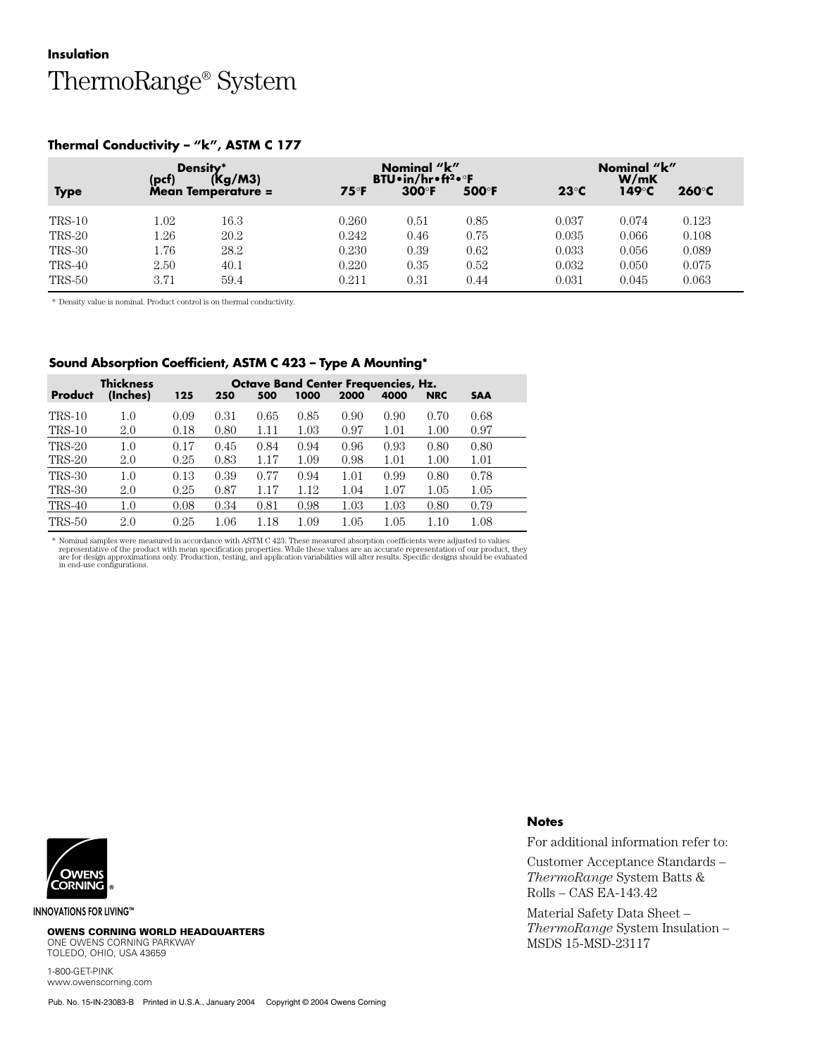**Insulation**

# ThermoRange® System

### Thermal Conductivity – "k", ASTM C 177

| Type | Density* (pcf) | (Kg/M3) | Nominal "k" BTU•in/hr•ft²•°F 75°F | 300°F | 500°F | Nominal "k" W/mK 23°C | 149°C | 260°C |
|---|---|---|---|---|---|---|---|---|
| | Mean Temperature = | | | | | | | |
| TRS-10 | 1.02 | 16.3 | 0.260 | 0.51 | 0.85 | 0.037 | 0.074 | 0.123 |
| TRS-20 | 1.26 | 20.2 | 0.242 | 0.46 | 0.75 | 0.035 | 0.066 | 0.108 |
| TRS-30 | 1.76 | 28.2 | 0.230 | 0.39 | 0.62 | 0.033 | 0.056 | 0.089 |
| TRS-40 | 2.50 | 40.1 | 0.220 | 0.35 | 0.52 | 0.032 | 0.050 | 0.075 |
| TRS-50 | 3.71 | 59.4 | 0.211 | 0.31 | 0.44 | 0.031 | 0.045 | 0.063 |

* Density value is nominal. Product control is on thermal conductivity.

### Sound Absorption Coefficient, ASTM C 423 – Type A Mounting*

| Product | Thickness (Inches) | Octave Band Center Frequencies, Hz. 125 | 250 | 500 | 1000 | 2000 | 4000 | NRC | SAA |
|---|---|---|---|---|---|---|---|---|---|
| TRS-10 | 1.0 | 0.09 | 0.31 | 0.65 | 0.85 | 0.90 | 0.90 | 0.70 | 0.68 |
| TRS-10 | 2.0 | 0.18 | 0.80 | 1.11 | 1.03 | 0.97 | 1.01 | 1.00 | 0.97 |
| TRS-20 | 1.0 | 0.17 | 0.45 | 0.84 | 0.94 | 0.96 | 0.93 | 0.80 | 0.80 |
| TRS-20 | 2.0 | 0.25 | 0.83 | 1.17 | 1.09 | 0.98 | 1.01 | 1.00 | 1.01 |
| TRS-30 | 1.0 | 0.13 | 0.39 | 0.77 | 0.94 | 1.01 | 0.99 | 0.80 | 0.78 |
| TRS-30 | 2.0 | 0.25 | 0.87 | 1.17 | 1.12 | 1.04 | 1.07 | 1.05 | 1.05 |
| TRS-40 | 1.0 | 0.08 | 0.34 | 0.81 | 0.98 | 1.03 | 1.03 | 0.80 | 0.79 |
| TRS-50 | 2.0 | 0.25 | 1.06 | 1.18 | 1.09 | 1.05 | 1.05 | 1.10 | 1.08 |

* Nominal samples were measured in accordance with ASTM C 423. These measured absorption coefficients were adjusted to values representative of the product with mean specification properties. While these values are an accurate representation of our product, they are for design approximations only. Production, testing, and application variabilities will alter results. Specific designs should be evaluated in end-use configurations.

**Notes**

For additional information refer to:

Customer Acceptance Standards – *ThermoRange* System Batts & Rolls – CAS EA-143.42

Material Safety Data Sheet – *ThermoRange* System Insulation – MSDS 15-MSD-23117

OWENS CORNING®

INNOVATIONS FOR LIVING™

**OWENS CORNING WORLD HEADQUARTERS**
ONE OWENS CORNING PARKWAY
TOLEDO, OHIO, USA 43659

1-800-GET-PINK
www.owenscorning.com

Pub. No. 15-IN-23083-B Printed in U.S.A., January 2004 Copyright © 2004 Owens Corning